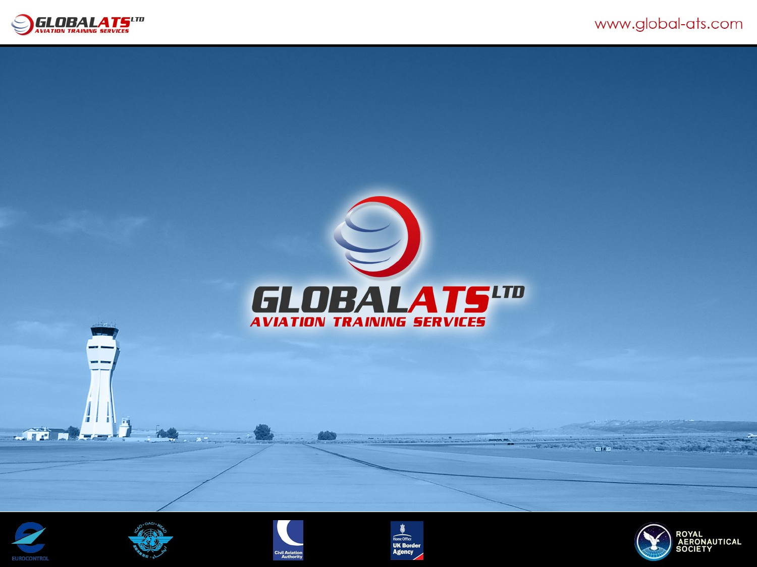# GLOBALATS LTD

## AVIATION TRAINING SERVICES

www.global-ats.com

EUROCONTROL

Civil Aviation Authority

Home Office UK Border Agency

ROYAL AERONAUTICAL SOCIETY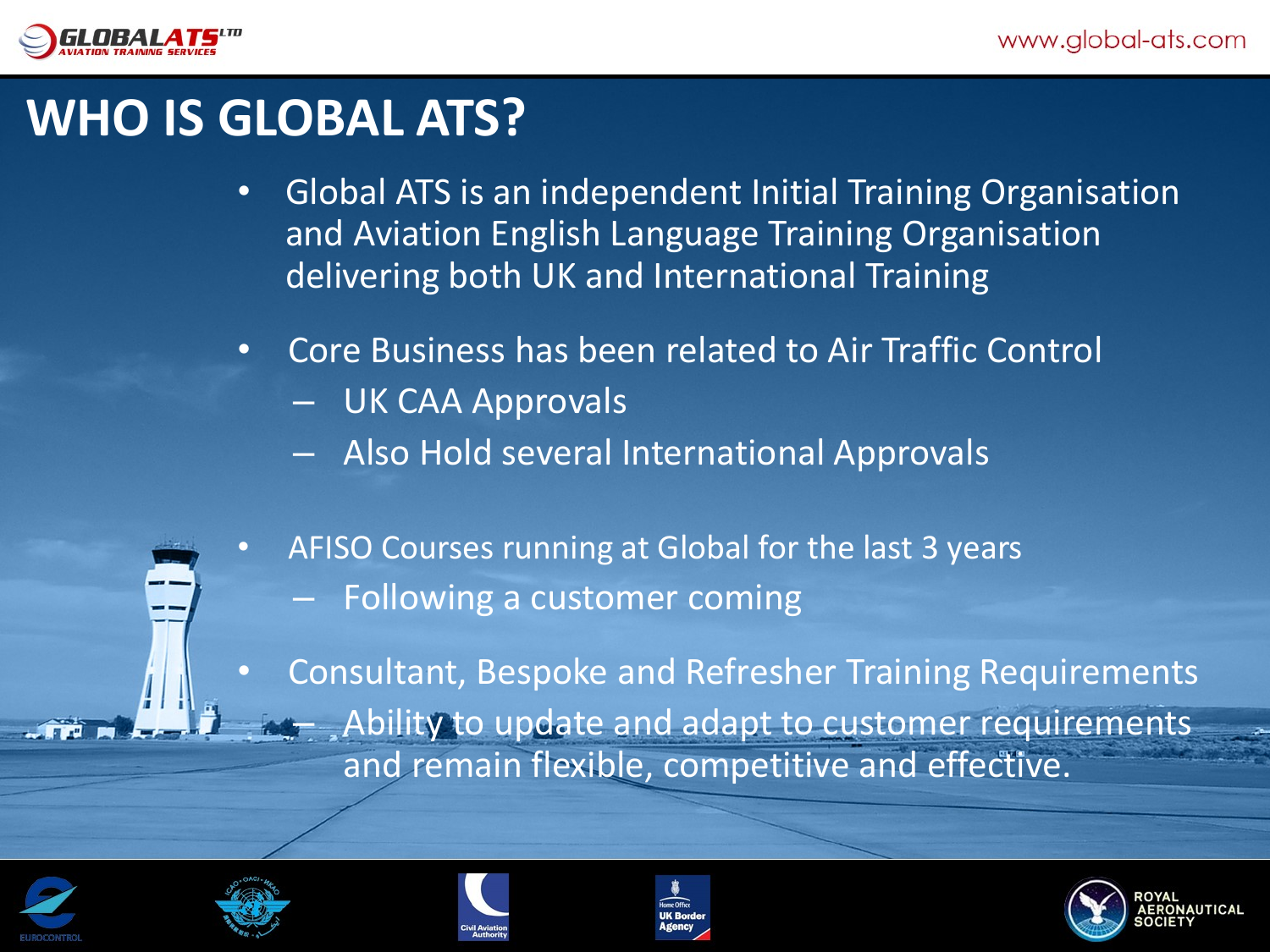# WHO IS GLOBAL ATS?

- Global ATS is an independent Initial Training Organisation and Aviation English Language Training Organisation delivering both UK and International Training
- Core Business has been related to Air Traffic Control
  - UK CAA Approvals
  - Also Hold several International Approvals
- AFISO Courses running at Global for the last 3 years
  - Following a customer coming
- Consultant, Bespoke and Refresher Training Requirements
  - Ability to update and adapt to customer requirements and remain flexible, competitive and effective.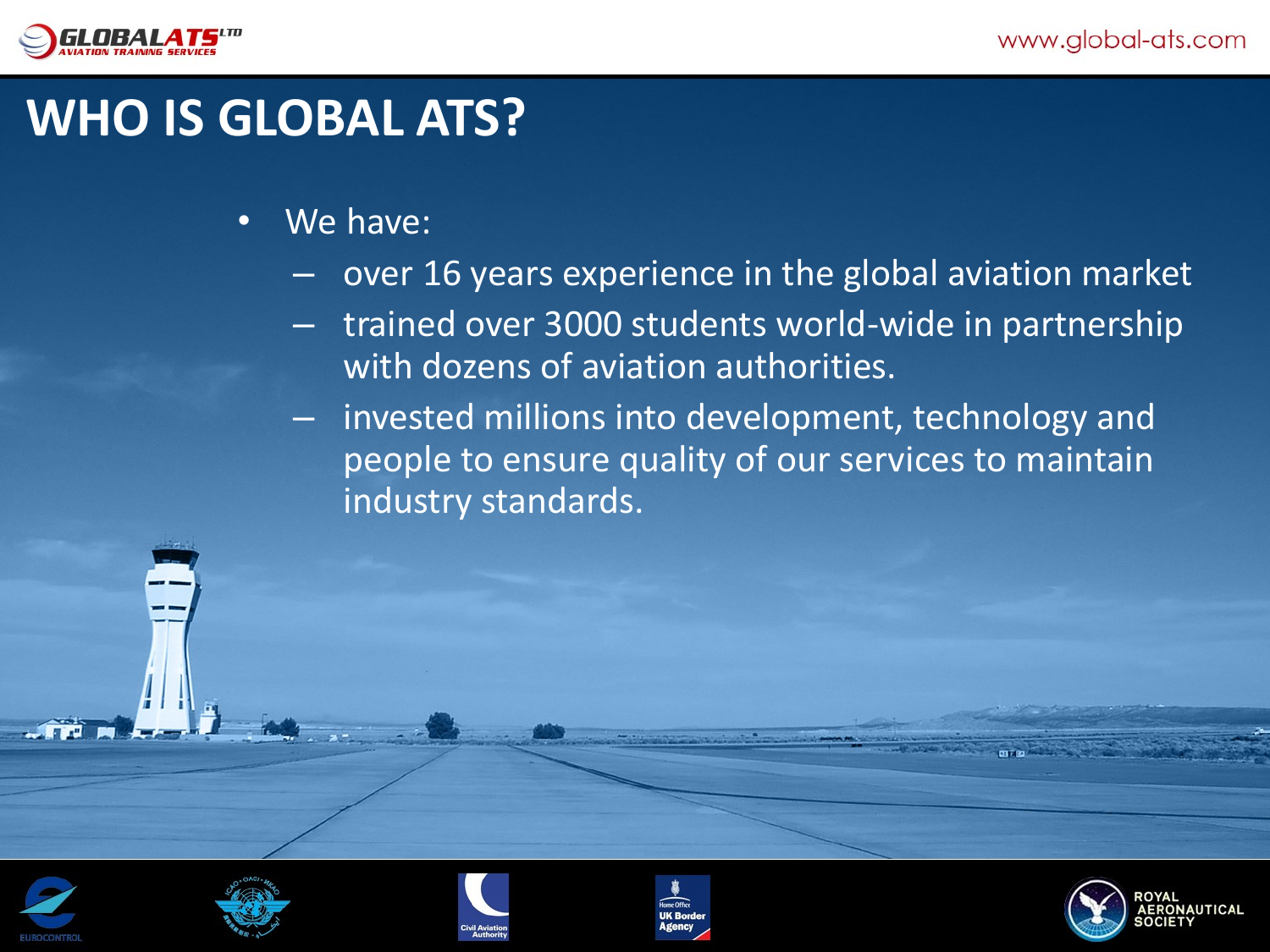# WHO IS GLOBAL ATS?

- We have:
  - over 16 years experience in the global aviation market
  - trained over 3000 students world-wide in partnership with dozens of aviation authorities.
  - invested millions into development, technology and people to ensure quality of our services to maintain industry standards.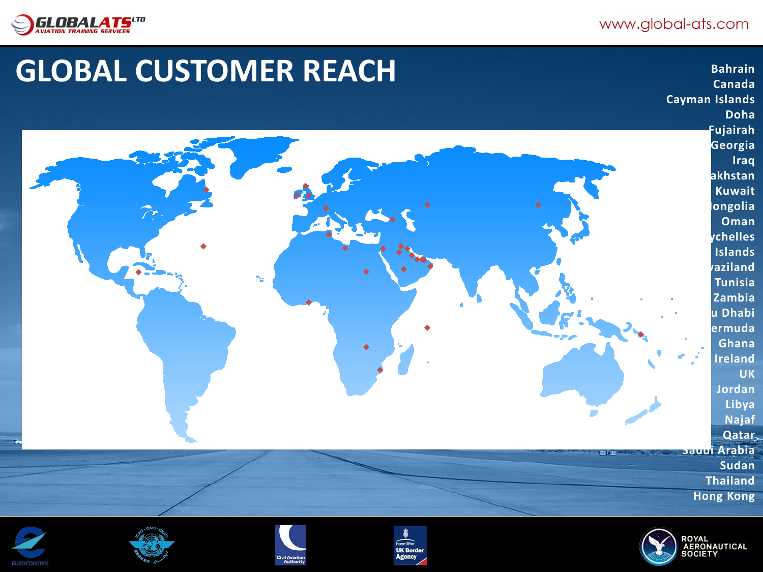# GLOBAL CUSTOMER REACH

- Bahrain
- Canada
- Cayman Islands
- Doha
- Fujairah
- Georgia
- Iraq
- akhstan
- Kuwait
- ongolia
- Oman
- ychelles
- Islands
- aziland
- Tunisia
- Zambia
- u Dhabi
- ermuda
- Ghana
- Ireland
- UK
- Jordan
- Libya
- Najaf
- Qatar
- Saudi Arabia
- Sudan
- Thailand
- Hong Kong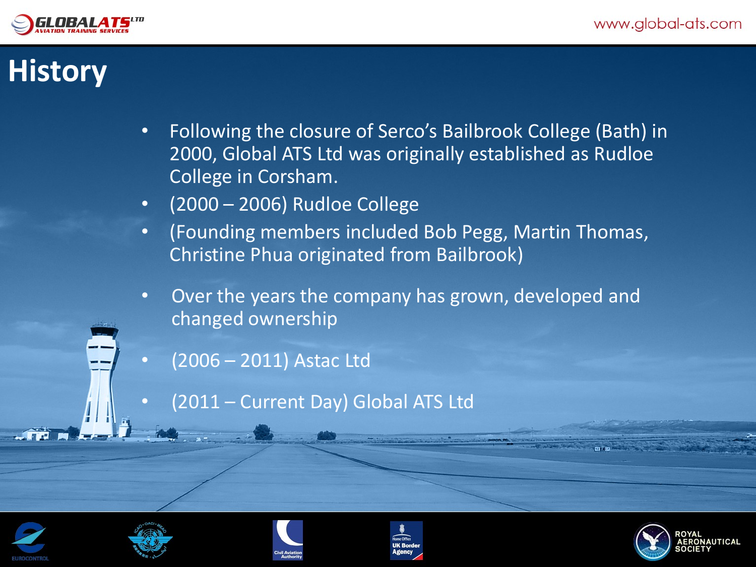# History

- Following the closure of Serco's Bailbrook College (Bath) in 2000, Global ATS Ltd was originally established as Rudloe College in Corsham.
- (2000 – 2006) Rudloe College
- (Founding members included Bob Pegg, Martin Thomas, Christine Phua originated from Bailbrook)
- Over the years the company has grown, developed and changed ownership
- (2006 – 2011) Astac Ltd
- (2011 – Current Day) Global ATS Ltd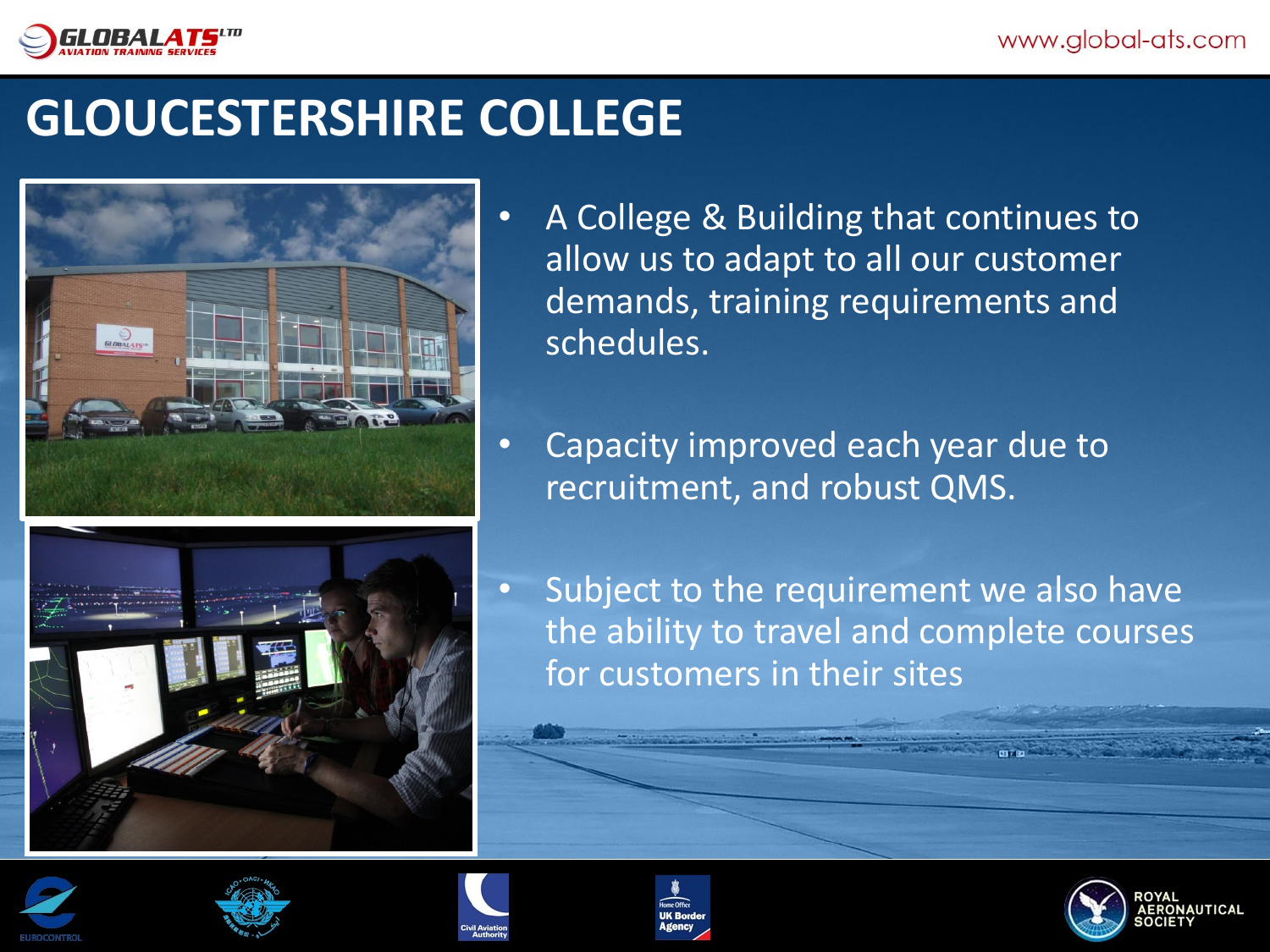# GLOUCESTERSHIRE COLLEGE

- A College & Building that continues to allow us to adapt to all our customer demands, training requirements and schedules.
- Capacity improved each year due to recruitment, and robust QMS.
- Subject to the requirement we also have the ability to travel and complete courses for customers in their sites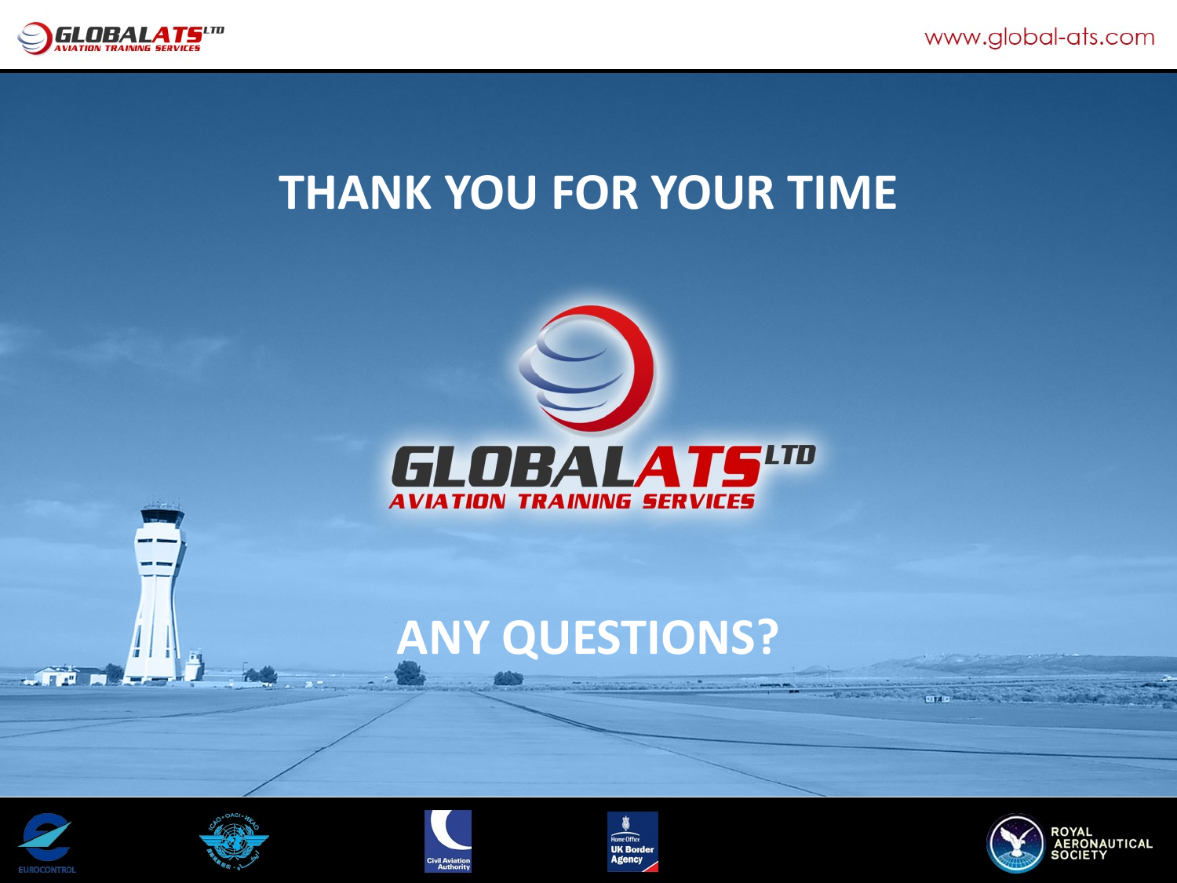# THANK YOU FOR YOUR TIME

# ANY QUESTIONS?